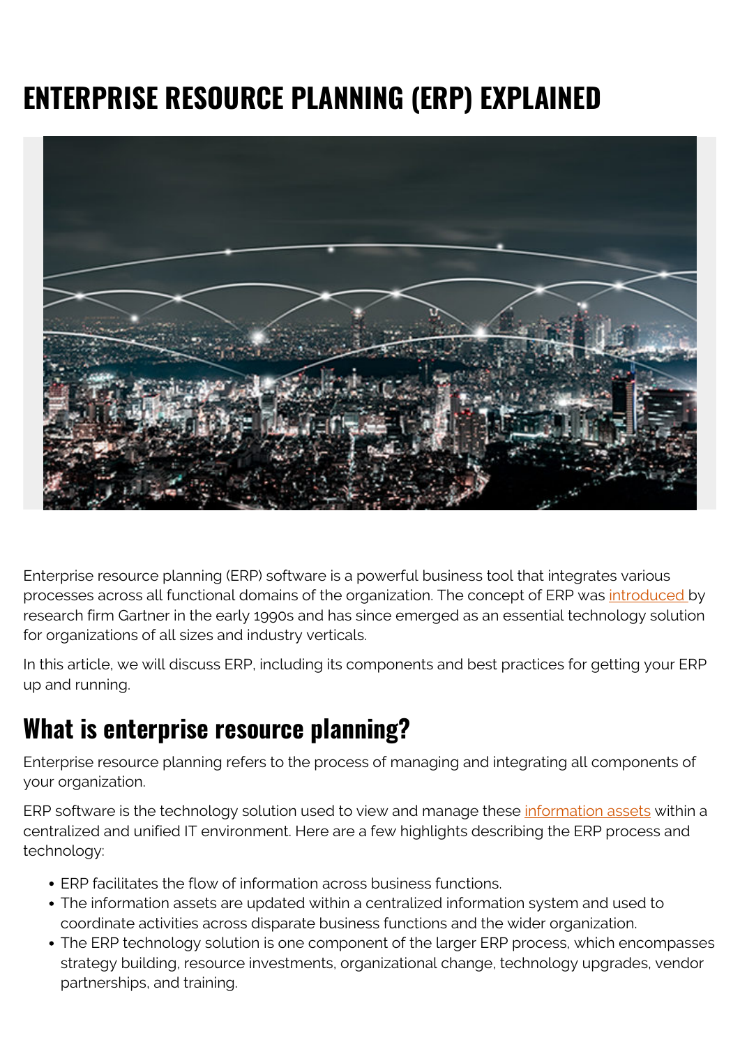# ENTERPRISE RESOURCE PLANNING (ERP) EXPLAINED

Enterprise resource planning (ERP) software is a powerful business tool that integrates various processes across all functional domains of the organization. The concept of ERP was introduced by research firm Gartner in the early 1990s and has since emerged as an essential technology solution for organizations of all sizes and industry verticals.

In this article, we will discuss ERP, including its components and best practices for getting your ERP up and running.

## What is enterprise resource planning?

Enterprise resource planning refers to the process of managing and integrating all components of your organization.

ERP software is the technology solution used to view and manage these information assets within a centralized and unified IT environment. Here are a few highlights describing the ERP process and technology:

- ERP facilitates the flow of information across business functions.
- The information assets are updated within a centralized information system and used to coordinate activities across disparate business functions and the wider organization.
- The ERP technology solution is one component of the larger ERP process, which encompasses strategy building, resource investments, organizational change, technology upgrades, vendor partnerships, and training.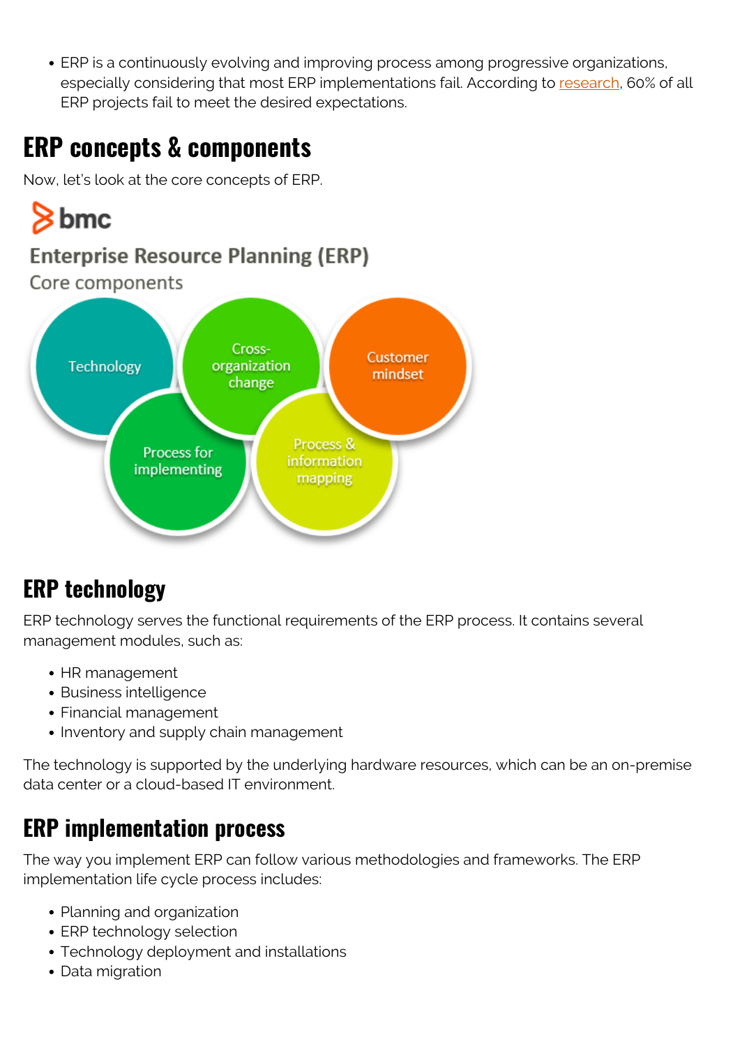- ERP is a continuously evolving and improving process among progressive organizations, especially considering that most ERP implementations fail. According to research, 60% of all ERP projects fail to meet the desired expectations.

## ERP concepts & components

Now, let's look at the core concepts of ERP.

bmc

Enterprise Resource Planning (ERP)

Core components

Technology

Cross-organization change

Customer mindset

Process for implementing

Process & information mapping

## ERP technology

ERP technology serves the functional requirements of the ERP process. It contains several management modules, such as:

- HR management
- Business intelligence
- Financial management
- Inventory and supply chain management

The technology is supported by the underlying hardware resources, which can be an on-premise data center or a cloud-based IT environment.

## ERP implementation process

The way you implement ERP can follow various methodologies and frameworks. The ERP implementation life cycle process includes:

- Planning and organization
- ERP technology selection
- Technology deployment and installations
- Data migration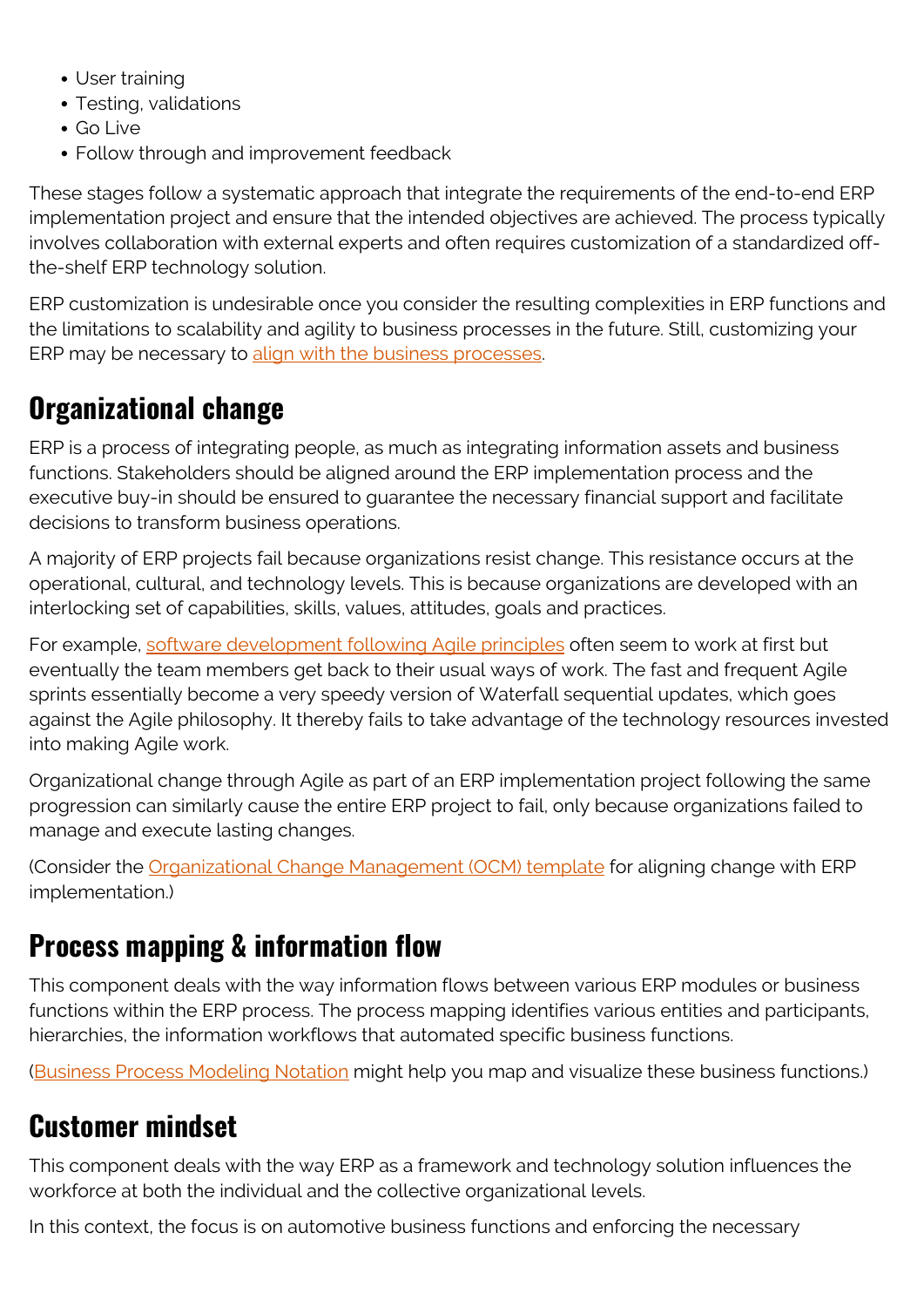- User training
- Testing, validations
- Go Live
- Follow through and improvement feedback

These stages follow a systematic approach that integrate the requirements of the end-to-end ERP implementation project and ensure that the intended objectives are achieved. The process typically involves collaboration with external experts and often requires customization of a standardized off-the-shelf ERP technology solution.

ERP customization is undesirable once you consider the resulting complexities in ERP functions and the limitations to scalability and agility to business processes in the future. Still, customizing your ERP may be necessary to [align with the business processes](#).

## Organizational change

ERP is a process of integrating people, as much as integrating information assets and business functions. Stakeholders should be aligned around the ERP implementation process and the executive buy-in should be ensured to guarantee the necessary financial support and facilitate decisions to transform business operations.

A majority of ERP projects fail because organizations resist change. This resistance occurs at the operational, cultural, and technology levels. This is because organizations are developed with an interlocking set of capabilities, skills, values, attitudes, goals and practices.

For example, [software development following Agile principles](#) often seem to work at first but eventually the team members get back to their usual ways of work. The fast and frequent Agile sprints essentially become a very speedy version of Waterfall sequential updates, which goes against the Agile philosophy. It thereby fails to take advantage of the technology resources invested into making Agile work.

Organizational change through Agile as part of an ERP implementation project following the same progression can similarly cause the entire ERP project to fail, only because organizations failed to manage and execute lasting changes.

(Consider the [Organizational Change Management (OCM) template](#) for aligning change with ERP implementation.)

## Process mapping & information flow

This component deals with the way information flows between various ERP modules or business functions within the ERP process. The process mapping identifies various entities and participants, hierarchies, the information workflows that automated specific business functions.

([Business Process Modeling Notation](#) might help you map and visualize these business functions.)

## Customer mindset

This component deals with the way ERP as a framework and technology solution influences the workforce at both the individual and the collective organizational levels.

In this context, the focus is on automotive business functions and enforcing the necessary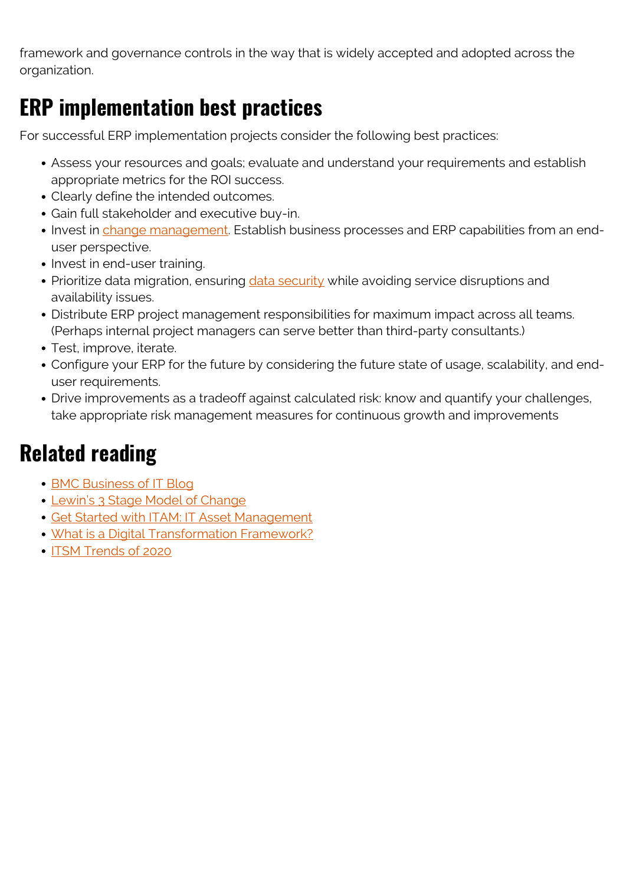framework and governance controls in the way that is widely accepted and adopted across the organization.

## ERP implementation best practices

For successful ERP implementation projects consider the following best practices:

- Assess your resources and goals; evaluate and understand your requirements and establish appropriate metrics for the ROI success.
- Clearly define the intended outcomes.
- Gain full stakeholder and executive buy-in.
- Invest in change management. Establish business processes and ERP capabilities from an end-user perspective.
- Invest in end-user training.
- Prioritize data migration, ensuring data security while avoiding service disruptions and availability issues.
- Distribute ERP project management responsibilities for maximum impact across all teams. (Perhaps internal project managers can serve better than third-party consultants.)
- Test, improve, iterate.
- Configure your ERP for the future by considering the future state of usage, scalability, and end-user requirements.
- Drive improvements as a tradeoff against calculated risk: know and quantify your challenges, take appropriate risk management measures for continuous growth and improvements

## Related reading

- BMC Business of IT Blog
- Lewin's 3 Stage Model of Change
- Get Started with ITAM: IT Asset Management
- What is a Digital Transformation Framework?
- ITSM Trends of 2020